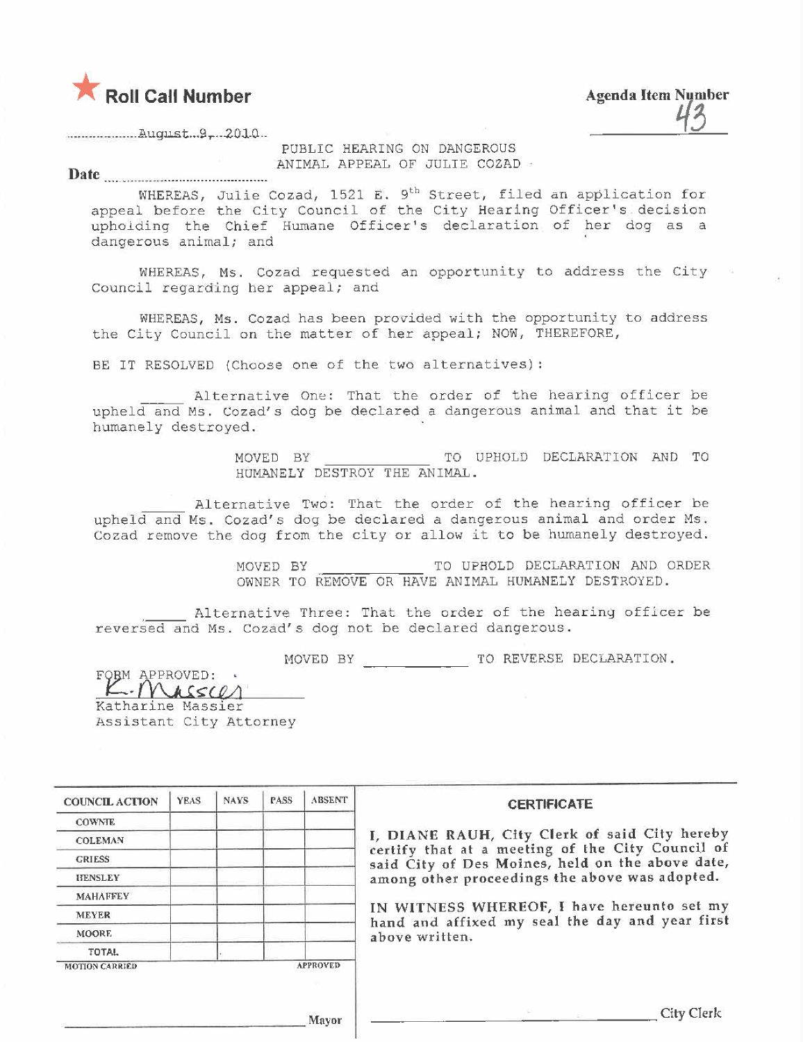★ **Roll Call Number**

**Agenda Item Number**
43

August 9, 2010

**Date**

PUBLIC HEARING ON DANGEROUS ANIMAL APPEAL OF JULIE COZAD

WHEREAS, Julie Cozad, 1521 E. 9th Street, filed an application for appeal before the City Council of the City Hearing Officer's decision upholding the Chief Humane Officer's declaration of her dog as a dangerous animal; and

WHEREAS, Ms. Cozad requested an opportunity to address the City Council regarding her appeal; and

WHEREAS, Ms. Cozad has been provided with the opportunity to address the City Council on the matter of her appeal; NOW, THEREFORE,

BE IT RESOLVED (Choose one of the two alternatives):

_____ Alternative One: That the order of the hearing officer be upheld and Ms. Cozad's dog be declared a dangerous animal and that it be humanely destroyed.

MOVED BY ____________ TO UPHOLD DECLARATION AND TO HUMANELY DESTROY THE ANIMAL.

_____ Alternative Two: That the order of the hearing officer be upheld and Ms. Cozad's dog be declared a dangerous animal and order Ms. Cozad remove the dog from the city or allow it to be humanely destroyed.

MOVED BY ____________ TO UPHOLD DECLARATION AND ORDER OWNER TO REMOVE OR HAVE ANIMAL HUMANELY DESTROYED.

_____ Alternative Three: That the order of the hearing officer be reversed and Ms. Cozad's dog not be declared dangerous.

MOVED BY ____________ TO REVERSE DECLARATION.

FORM APPROVED:
K. Massier
Katharine Massier
Assistant City Attorney

| COUNCIL ACTION | YEAS | NAYS | PASS | ABSENT |
|---|---|---|---|---|
| COWNIE | | | | |
| COLEMAN | | | | |
| GRIESS | | | | |
| HENSLEY | | | | |
| MAHAFFEY | | | | |
| MEYER | | | | |
| MOORE | | | | |
| TOTAL | | | | |
| MOTION CARRIED | | | | APPROVED |

_________________________ Mayor

**CERTIFICATE**

I, DIANE RAUH, City Clerk of said City hereby certify that at a meeting of the City Council of said City of Des Moines, held on the above date, among other proceedings the above was adopted.

IN WITNESS WHEREOF, I have hereunto set my hand and affixed my seal the day and year first above written.

_________________________ City Clerk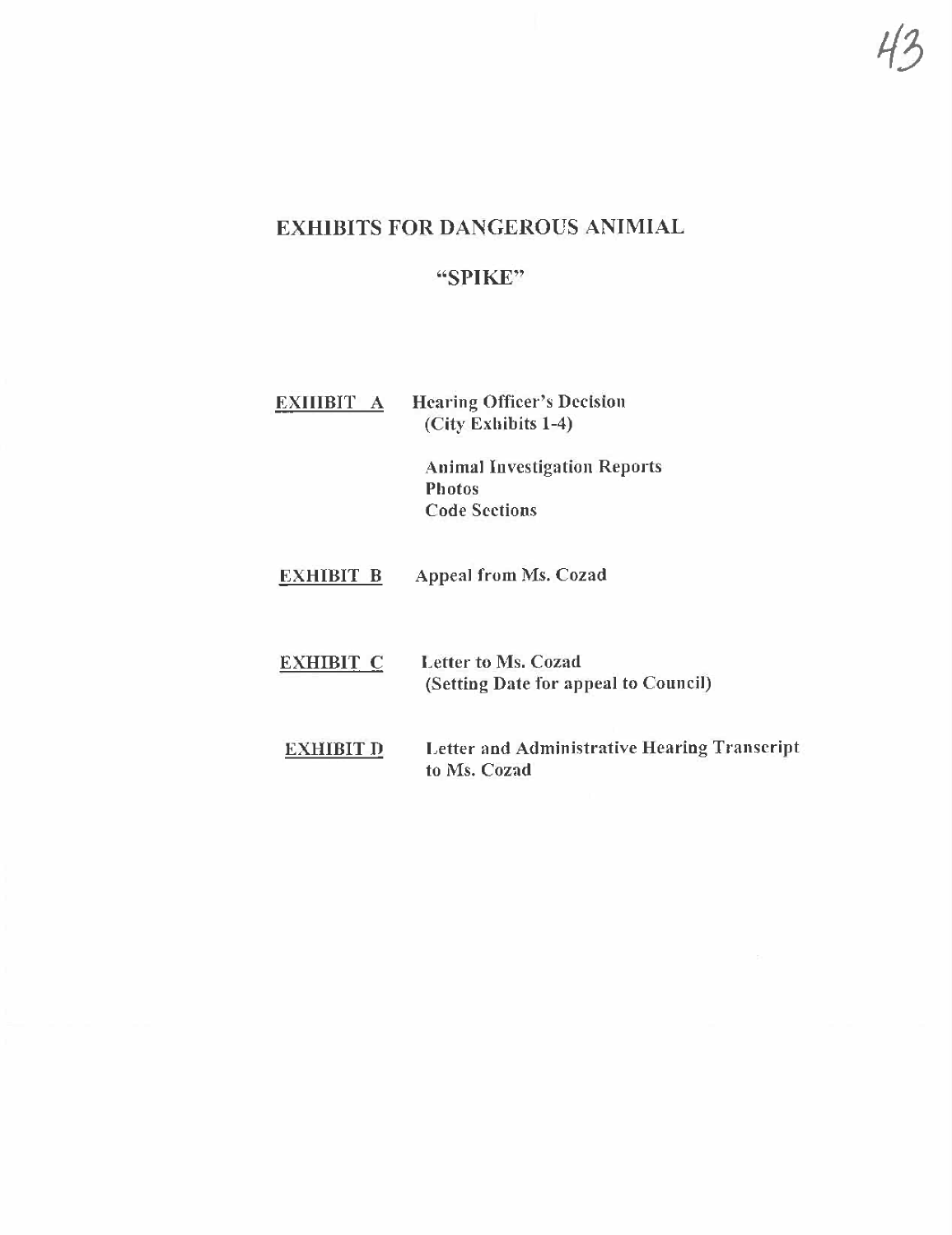# EXHIBITS FOR DANGEROUS ANIMIAL

## "SPIKE"

**EXHIBIT A** Hearing Officer's Decision
(City Exhibits 1-4)

Animal Investigation Reports
Photos
Code Sections

**EXHIBIT B** Appeal from Ms. Cozad

**EXHIBIT C** Letter to Ms. Cozad
(Setting Date for appeal to Council)

**EXHIBIT D** Letter and Administrative Hearing Transcript to Ms. Cozad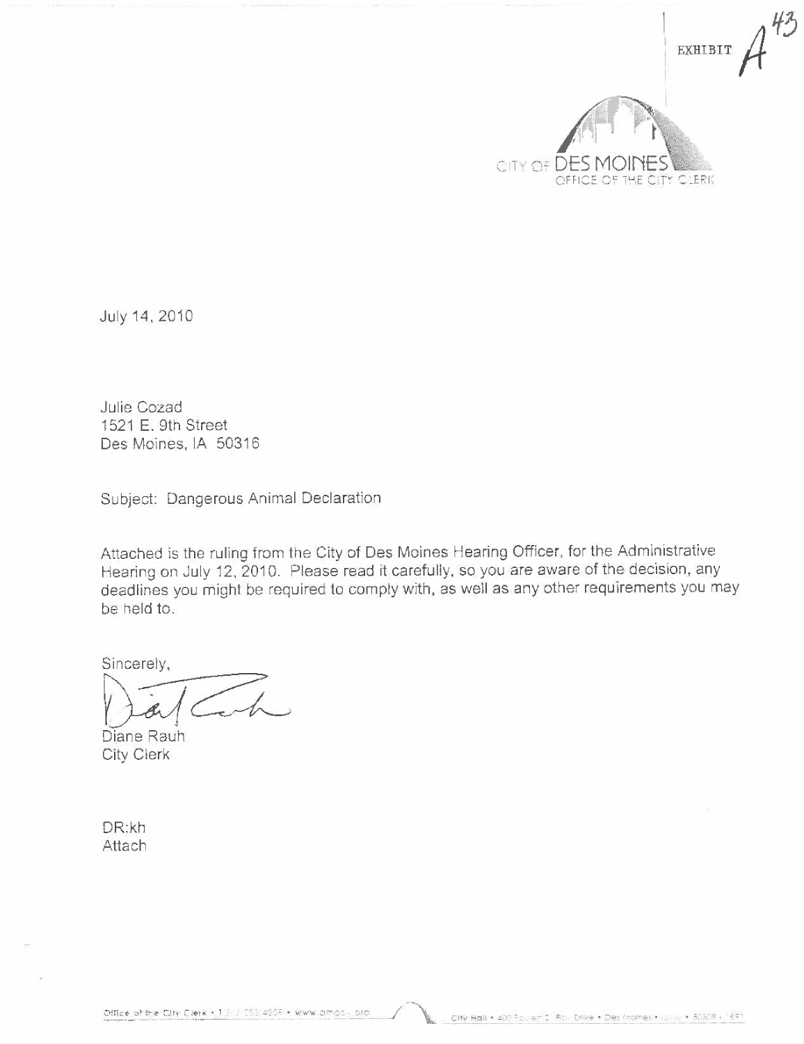EXHIBIT A 43

CITY OF DES MOINES
OFFICE OF THE CITY CLERK

July 14, 2010

Julie Cozad
1521 E. 9th Street
Des Moines, IA 50316

Subject: Dangerous Animal Declaration

Attached is the ruling from the City of Des Moines Hearing Officer, for the Administrative Hearing on July 12, 2010. Please read it carefully, so you are aware of the decision, any deadlines you might be required to comply with, as well as any other requirements you may be held to.

Sincerely,

Diane Rauh
City Clerk

DR:kh
Attach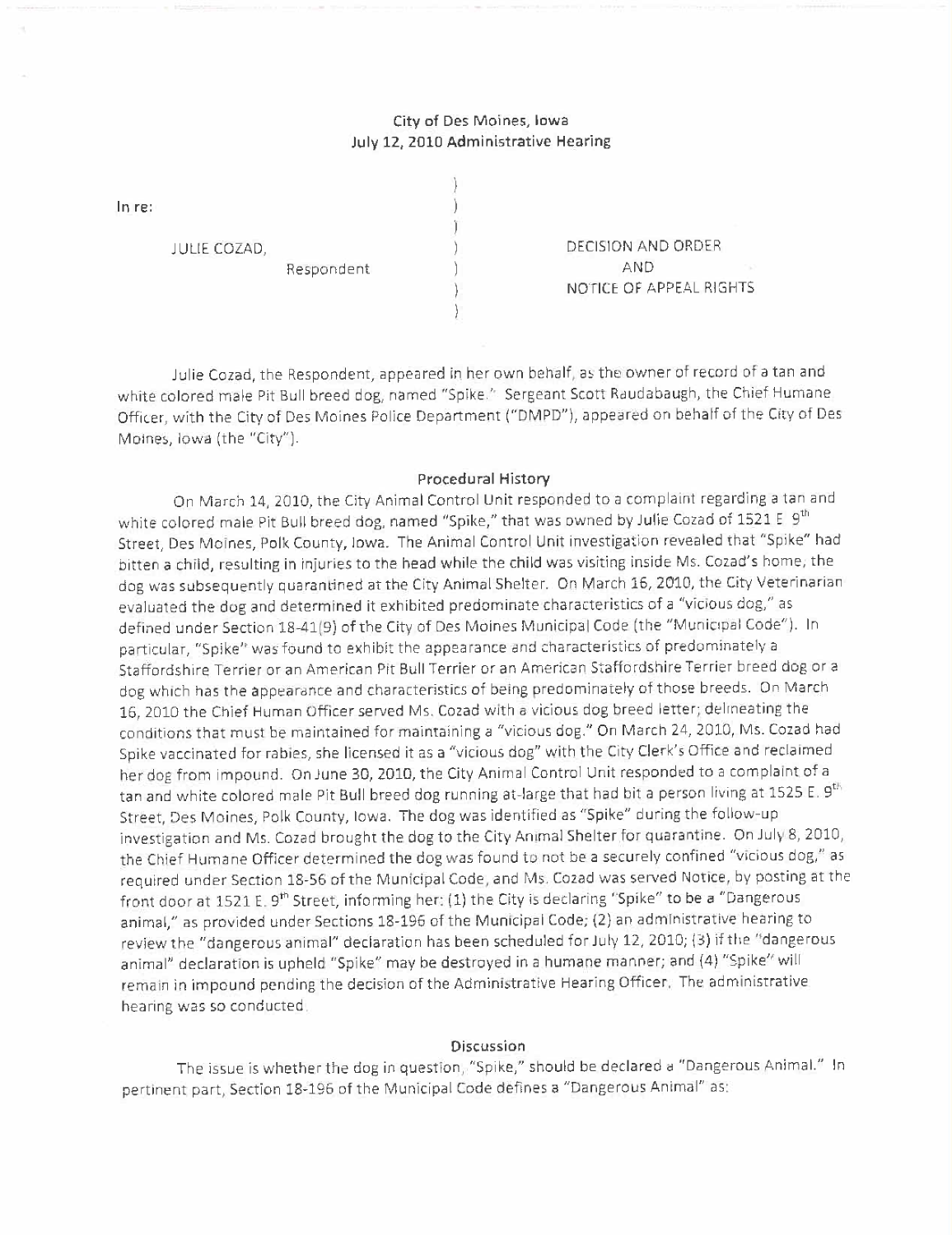City of Des Moines, Iowa
July 12, 2010 Administrative Hearing

In re:

JULIE COZAD,
Respondent

DECISION AND ORDER
AND
NOTICE OF APPEAL RIGHTS

Julie Cozad, the Respondent, appeared in her own behalf, as the owner of record of a tan and white colored male Pit Bull breed dog, named "Spike." Sergeant Scott Raudabaugh, the Chief Humane Officer, with the City of Des Moines Police Department ("DMPD"), appeared on behalf of the City of Des Moines, Iowa (the "City").

### Procedural History

On March 14, 2010, the City Animal Control Unit responded to a complaint regarding a tan and white colored male Pit Bull breed dog, named "Spike," that was owned by Julie Cozad of 1521 E 9th Street, Des Moines, Polk County, Iowa. The Animal Control Unit investigation revealed that "Spike" had bitten a child, resulting in injuries to the head while the child was visiting inside Ms. Cozad's home, the dog was subsequently quarantined at the City Animal Shelter. On March 16, 2010, the City Veterinarian evaluated the dog and determined it exhibited predominate characteristics of a "vicious dog," as defined under Section 18-41(9) of the City of Des Moines Municipal Code (the "Municipal Code"). In particular, "Spike" was found to exhibit the appearance and characteristics of predominately a Staffordshire Terrier or an American Pit Bull Terrier or an American Staffordshire Terrier breed dog or a dog which has the appearance and characteristics of being predominately of those breeds. On March 16, 2010 the Chief Human Officer served Ms. Cozad with a vicious dog breed letter; delineating the conditions that must be maintained for maintaining a "vicious dog." On March 24, 2010, Ms. Cozad had Spike vaccinated for rabies, she licensed it as a "vicious dog" with the City Clerk's Office and reclaimed her dog from impound. On June 30, 2010, the City Animal Control Unit responded to a complaint of a tan and white colored male Pit Bull breed dog running at-large that had bit a person living at 1525 E. 9th Street, Des Moines, Polk County, Iowa. The dog was identified as "Spike" during the follow-up investigation and Ms. Cozad brought the dog to the City Animal Shelter for quarantine. On July 8, 2010, the Chief Humane Officer determined the dog was found to not be a securely confined "vicious dog," as required under Section 18-56 of the Municipal Code, and Ms. Cozad was served Notice, by posting at the front door at 1521 E. 9th Street, informing her: (1) the City is declaring "Spike" to be a "Dangerous animal," as provided under Sections 18-196 of the Municipal Code; (2) an administrative hearing to review the "dangerous animal" declaration has been scheduled for July 12, 2010; (3) if the "dangerous animal" declaration is upheld "Spike" may be destroyed in a humane manner; and (4) "Spike" will remain in impound pending the decision of the Administrative Hearing Officer. The administrative hearing was so conducted.

### Discussion

The issue is whether the dog in question, "Spike," should be declared a "Dangerous Animal." In pertinent part, Section 18-196 of the Municipal Code defines a "Dangerous Animal" as: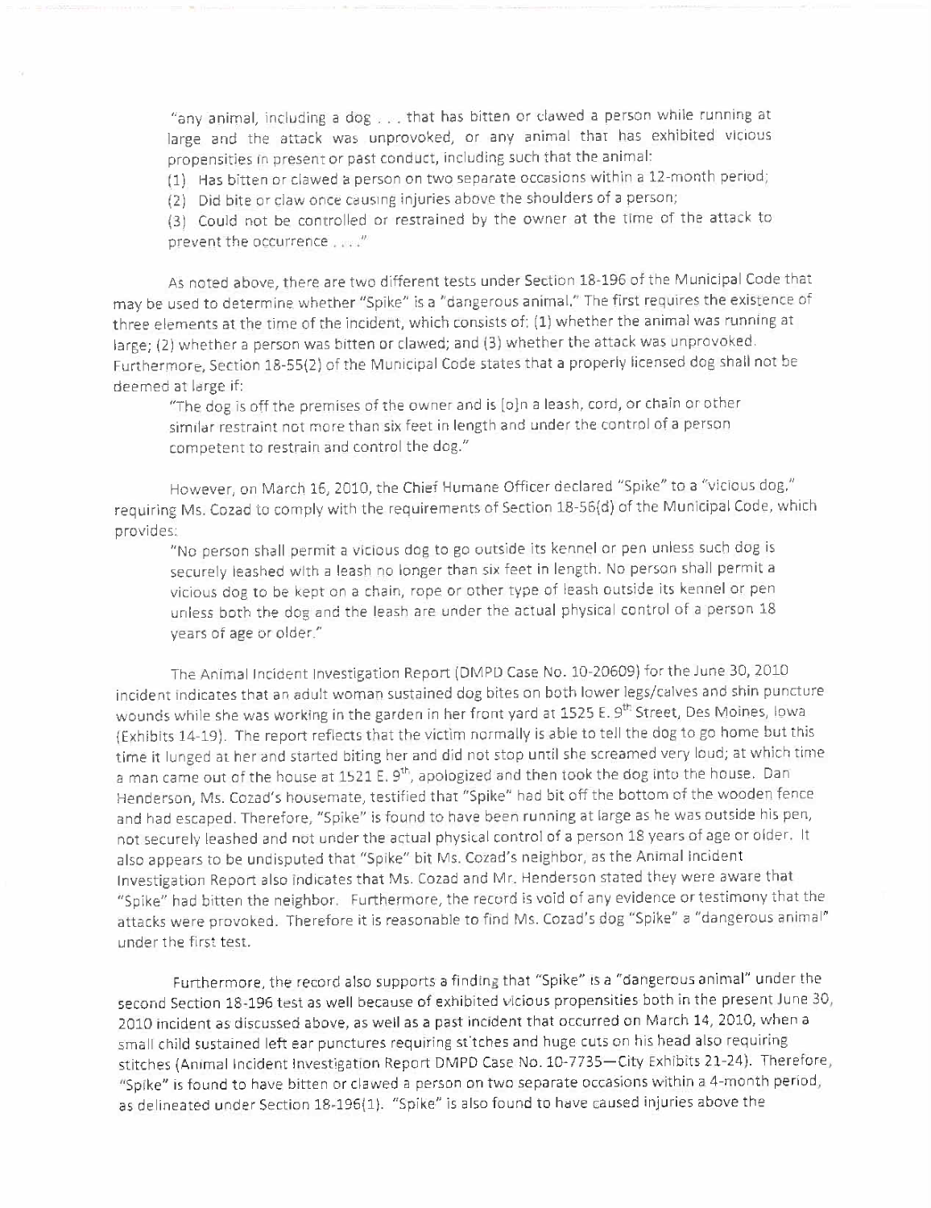"any animal, including a dog . . . that has bitten or clawed a person while running at large and the attack was unprovoked, or any animal that has exhibited vicious propensities in present or past conduct, including such that the animal:

(1) Has bitten or clawed a person on two separate occasions within a 12-month period;

(2) Did bite or claw once causing injuries above the shoulders of a person;

(3) Could not be controlled or restrained by the owner at the time of the attack to prevent the occurrence . . . ."

As noted above, there are two different tests under Section 18-196 of the Municipal Code that may be used to determine whether "Spike" is a "dangerous animal." The first requires the existence of three elements at the time of the incident, which consists of: (1) whether the animal was running at large; (2) whether a person was bitten or clawed; and (3) whether the attack was unprovoked. Furthermore, Section 18-55(2) of the Municipal Code states that a properly licensed dog shall not be deemed at large if:

"The dog is off the premises of the owner and is [o]n a leash, cord, or chain or other similar restraint not more than six feet in length and under the control of a person competent to restrain and control the dog."

However, on March 16, 2010, the Chief Humane Officer declared "Spike" to a "vicious dog," requiring Ms. Cozad to comply with the requirements of Section 18-56(d) of the Municipal Code, which provides:

"No person shall permit a vicious dog to go outside its kennel or pen unless such dog is securely leashed with a leash no longer than six feet in length. No person shall permit a vicious dog to be kept on a chain, rope or other type of leash outside its kennel or pen unless both the dog and the leash are under the actual physical control of a person 18 years of age or older."

The Animal Incident Investigation Report (DMPD Case No. 10-20609) for the June 30, 2010 incident indicates that an adult woman sustained dog bites on both lower legs/calves and shin puncture wounds while she was working in the garden in her front yard at 1525 E. 9th Street, Des Moines, Iowa (Exhibits 14-19). The report reflects that the victim normally is able to tell the dog to go home but this time it lunged at her and started biting her and did not stop until she screamed very loud; at which time a man came out of the house at 1521 E. 9th, apologized and then took the dog into the house. Dan Henderson, Ms. Cozad's housemate, testified that "Spike" had bit off the bottom of the wooden fence and had escaped. Therefore, "Spike" is found to have been running at large as he was outside his pen, not securely leashed and not under the actual physical control of a person 18 years of age or older. It also appears to be undisputed that "Spike" bit Ms. Cozad's neighbor, as the Animal Incident Investigation Report also indicates that Ms. Cozad and Mr. Henderson stated they were aware that "Spike" had bitten the neighbor. Furthermore, the record is void of any evidence or testimony that the attacks were provoked. Therefore it is reasonable to find Ms. Cozad's dog "Spike" a "dangerous animal" under the first test.

Furthermore, the record also supports a finding that "Spike" is a "dangerous animal" under the second Section 18-196 test as well because of exhibited vicious propensities both in the present June 30, 2010 incident as discussed above, as well as a past incident that occurred on March 14, 2010, when a small child sustained left ear punctures requiring stitches and huge cuts on his head also requiring stitches (Animal Incident Investigation Report DMPD Case No. 10-7735—City Exhibits 21-24). Therefore, "Spike" is found to have bitten or clawed a person on two separate occasions within a 4-month period, as delineated under Section 18-196(1). "Spike" is also found to have caused injuries above the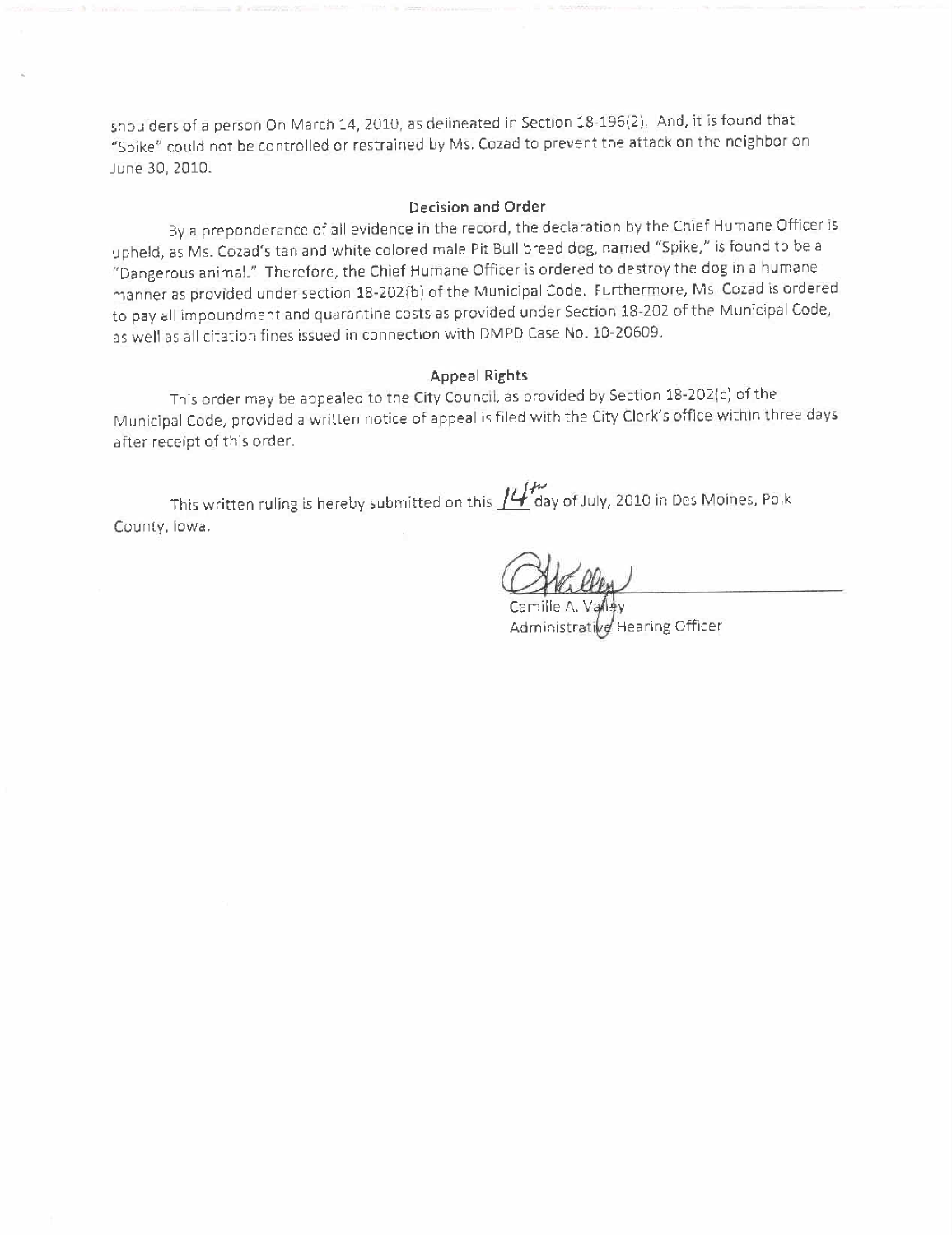shoulders of a person On March 14, 2010, as delineated in Section 18-196(2). And, it is found that "Spike" could not be controlled or restrained by Ms. Cozad to prevent the attack on the neighbor on June 30, 2010.

### Decision and Order

By a preponderance of all evidence in the record, the declaration by the Chief Humane Officer is upheld, as Ms. Cozad's tan and white colored male Pit Bull breed dog, named "Spike," is found to be a "Dangerous animal." Therefore, the Chief Humane Officer is ordered to destroy the dog in a humane manner as provided under section 18-202(b) of the Municipal Code. Furthermore, Ms. Cozad is ordered to pay all impoundment and quarantine costs as provided under Section 18-202 of the Municipal Code, as well as all citation fines issued in connection with DMPD Case No. 10-20609.

### Appeal Rights

This order may be appealed to the City Council, as provided by Section 18-202(c) of the Municipal Code, provided a written notice of appeal is filed with the City Clerk's office within three days after receipt of this order.

This written ruling is hereby submitted on this 14th day of July, 2010 in Des Moines, Polk County, Iowa.

Camille A. Valley
Administrative Hearing Officer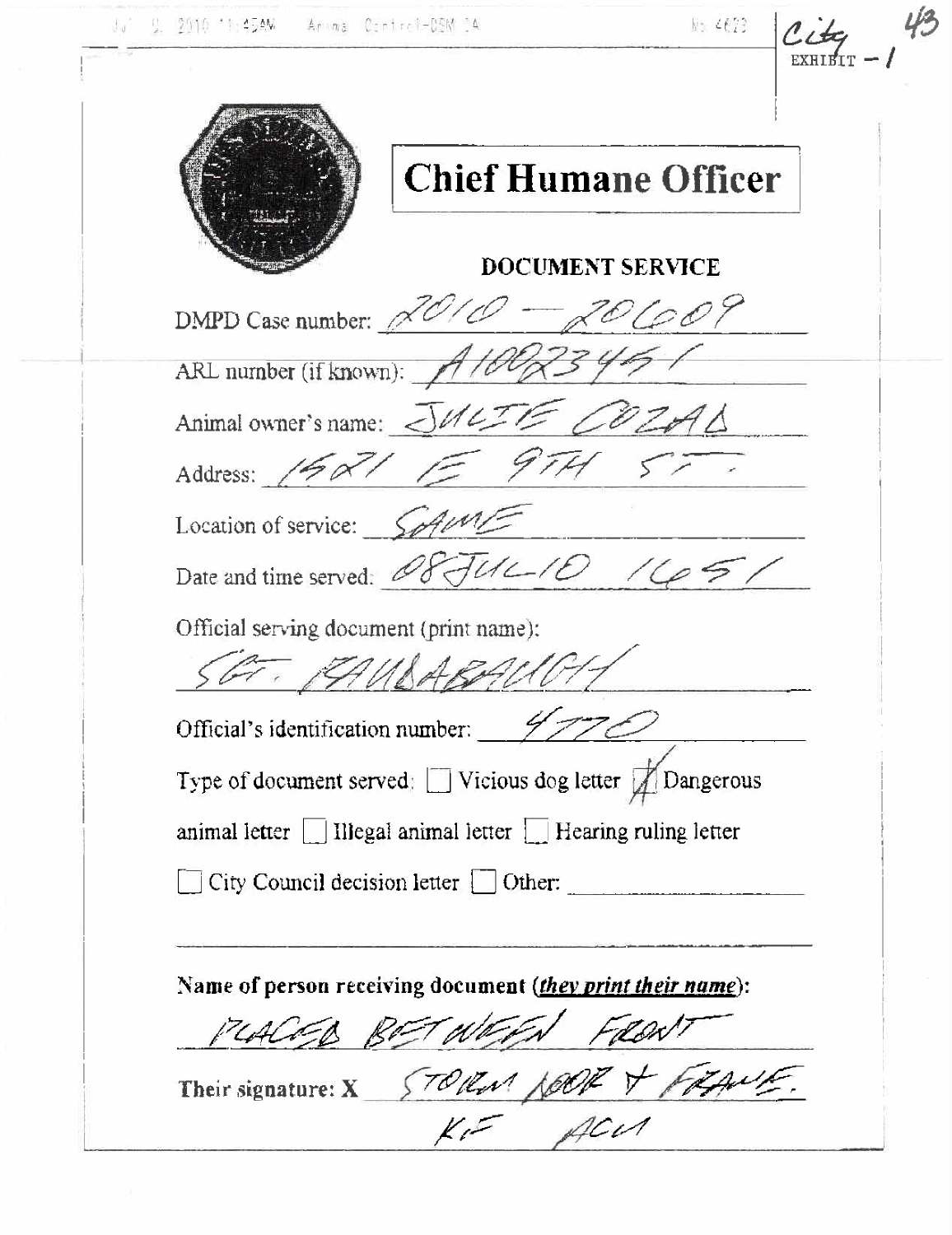City EXHIBIT – 1

# Chief Humane Officer

## DOCUMENT SERVICE

DMPD Case number: 2010 – 20609

ARL number (if known): A1002345 1

Animal owner's name: JULIE COZAD

Address: 1521 E 9TH ST.

Location of service: SAME

Date and time served: 08JUL10 1651

Official serving document (print name):

SGT. RAUBABAUGH

Official's identification number: 4770

Type of document served: ☐ Vicious dog letter ☒ Dangerous animal letter ☐ Illegal animal letter ☐ Hearing ruling letter ☐ City Council decision letter ☐ Other: ____________

**Name of person receiving document (*they print their name*):**

PLACED BETWEEN FRONT

**Their signature: X** STORM DOOR + FRAME.

KF ACM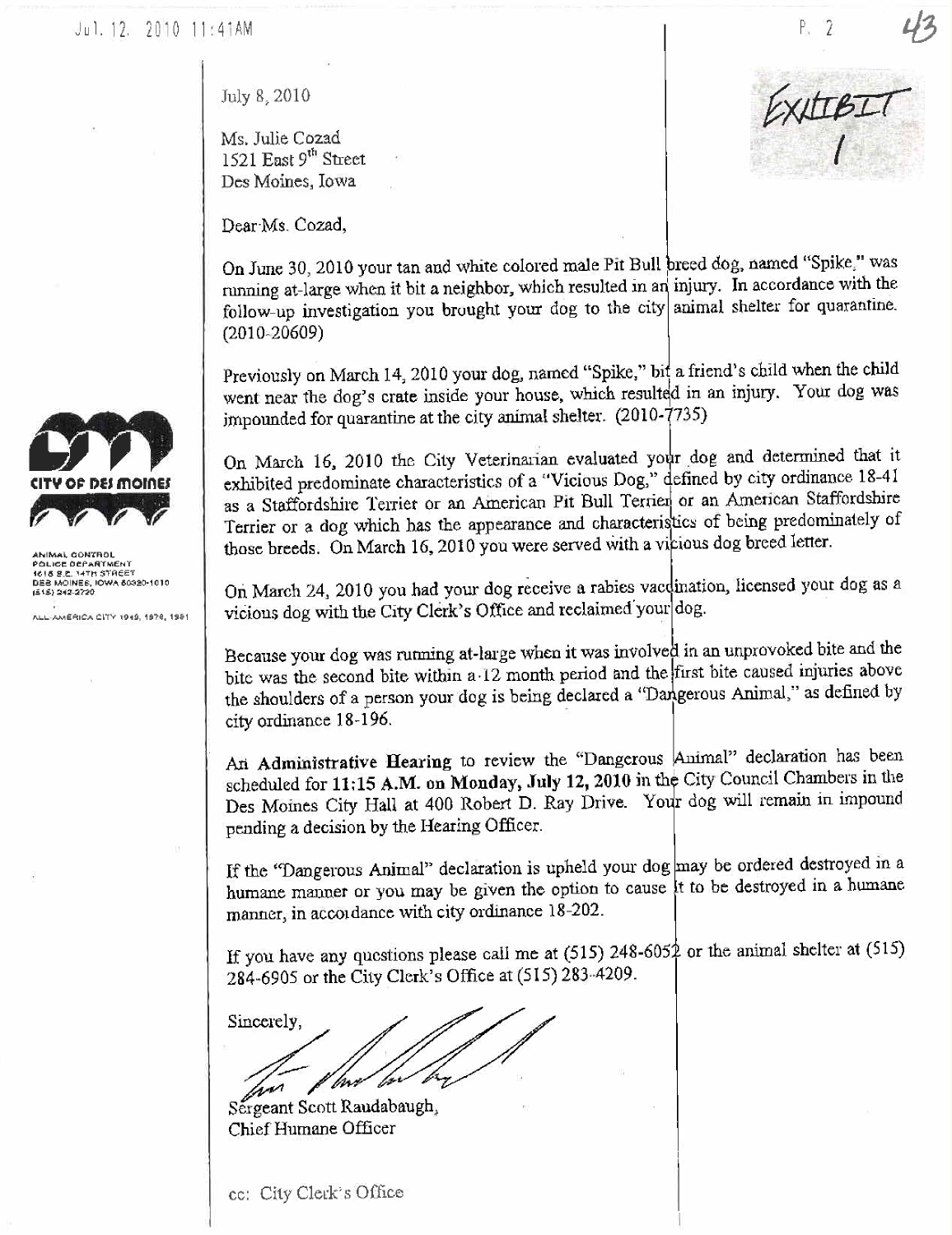EXHIBIT 1

July 8, 2010

Ms. Julie Cozad
1521 East 9th Street
Des Moines, Iowa

CITY OF DES MOINES

ANIMAL CONTROL
POLICE DEPARTMENT
1615 S.E. 14TH STREET
DES MOINES, IOWA 50320-1010
(515) 242-2720

ALL-AMERICA CITY 1949, 1976, 1981

Dear Ms. Cozad,

On June 30, 2010 your tan and white colored male Pit Bull breed dog, named "Spike," was running at-large when it bit a neighbor, which resulted in an injury. In accordance with the follow-up investigation you brought your dog to the city animal shelter for quarantine. (2010-20609)

Previously on March 14, 2010 your dog, named "Spike," bit a friend's child when the child went near the dog's crate inside your house, which resulted in an injury. Your dog was impounded for quarantine at the city animal shelter. (2010-7735)

On March 16, 2010 the City Veterinarian evaluated your dog and determined that it exhibited predominate characteristics of a "Vicious Dog," defined by city ordinance 18-41 as a Staffordshire Terrier or an American Pit Bull Terrier or an American Staffordshire Terrier or a dog which has the appearance and characteristics of being predominately of those breeds. On March 16, 2010 you were served with a vicious dog breed letter.

On March 24, 2010 you had your dog receive a rabies vaccination, licensed your dog as a vicious dog with the City Clerk's Office and reclaimed your dog.

Because your dog was running at-large when it was involved in an unprovoked bite and the bite was the second bite within a 12 month period and the first bite caused injuries above the shoulders of a person your dog is being declared a "Dangerous Animal," as defined by city ordinance 18-196.

An **Administrative Hearing** to review the "Dangerous Animal" declaration has been scheduled for **11:15 A.M. on Monday, July 12, 2010** in the City Council Chambers in the Des Moines City Hall at 400 Robert D. Ray Drive. Your dog will remain in impound pending a decision by the Hearing Officer.

If the "Dangerous Animal" declaration is upheld your dog may be ordered destroyed in a humane manner or you may be given the option to cause it to be destroyed in a humane manner, in accordance with city ordinance 18-202.

If you have any questions please call me at (515) 248-6052 or the animal shelter at (515) 284-6905 or the City Clerk's Office at (515) 283-4209.

Sincerely,

Sergeant Scott Raudabaugh,
Chief Humane Officer

cc: City Clerk's Office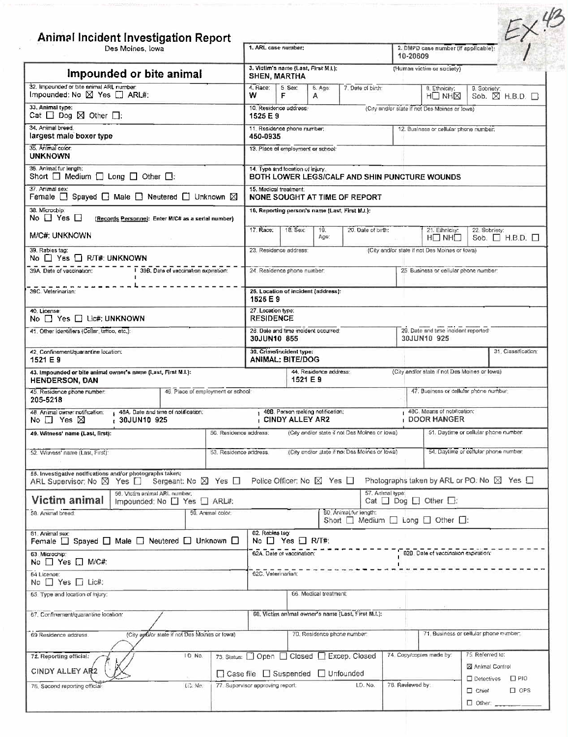# Animal Incident Investigation Report

Des Moines, Iowa

Ex. 43
1

| | |
|---|---|
| 1. ARL case number: | 2. DMPD case number (if applicable): 10-20609 |

## Impounded or bite animal

| | |
|---|---|
| 32. Impounded or bite animal ARL number: Impounded: No ☒ Yes ☐ ARL#: | 3. Victim's name (Last, First M.I.): SHEN, MARTHA (Human victim or society) |
| 33. Animal type: Cat ☐ Dog ☒ Other ☐: | 4. Race: W  5. Sex: F  6. Age: A  7. Date of birth:  8. Ethnicity: H☐ NH☒  9. Sobriety: Sob. ☒ H.B.D. ☐ |
| 34. Animal breed: largest male boxer type | 10. Residence address: 1525 E 9 (City and/or state if not Des Moines or Iowa) |
| 35. Animal color: UNKNOWN | 11. Residence phone number: 450-0935  12. Business or cellular phone number: |
| 36. Animal fur length: Short ☐ Medium ☐ Long ☐ Other ☐: | 13. Place of employment or school: |
| 37. Animal sex: Female ☐ Spayed ☐ Male ☐ Neutered ☐ Unknown ☒ | 14. Type and location of injury: BOTH LOWER LEGS/CALF AND SHIN PUNCTURE WOUNDS |
| 38. Microchip: No ☐ Yes ☐ (Records Personnel: Enter M/C# as a serial number) M/C#: UNKNOWN | 15. Medical treatment: NONE SOUGHT AT TIME OF REPORT |
| | 16. Reporting person's name (Last, First M.I.): |
| | 17. Race:  18. Sex:  19. Age:  20. Date of birth:  21. Ethnicity: H☐ NH☐  22. Sobriety: Sob. ☐ H.B.D. ☐ |
| 39. Rabies tag: No ☐ Yes ☐ R/T#: UNKNOWN | 23. Residence address: (City and/or state if not Des Moines or Iowa) |
| 39A. Date of vaccination:  39B. Date of vaccination expiration: | 24. Residence phone number:  25. Business or cellular phone number: |
| 39C. Veterinarian: | 26. Location of incident (address): 1525 E 9 |
| 40. License: No ☐ Yes ☐ Lic#: UNKNOWN | 27. Location type: RESIDENCE |
| 41. Other identifiers (Collar, tattoo, etc.): | 28. Date and time incident occurred: 30JUN10 855  29. Date and time incident reported: 30JUN10 925 |
| 42. Confinement/quarantine location: 1521 E 9 | 30. Crime/incident type: ANIMAL: BITE/DOG  31. Classification: |

| | | |
|---|---|---|
| 43. Impounded or bite animal owner's name (Last, First M.I.): HENDERSON, DAN | 44. Residence address: 1521 E 9 | (City and/or state if not Des Moines or Iowa) |
| 45. Residence phone number: 205-5218 | 46. Place of employment or school: | 47. Business or cellular phone number: |
| 48. Animal owner notification: No ☐ Yes ☒  48A. Date and time of notification: 30JUN10 925 | 48B. Person making notification: CINDY ALLEY AR2 | 48C. Means of notification: DOOR HANGER |
| 49. Witness' name (Last, first): | 50. Residence address: (City and/or state if not Des Moines or Iowa) | 51. Daytime or cellular phone number: |
| 52. Witness' name (Last, First): | 53. Residence address: (City and/or state if not Des Moines or Iowa) | 54. Daytime or cellular phone number: |

55. Investigative notifications and/or photographs taken:
ARL Supervisor: No ☒ Yes ☐ Sergeant: No ☒ Yes ☐ Police Officer: No ☒ Yes ☐ Photographs taken by ARL or PO: No ☒ Yes ☐

## Victim animal

| | | |
|---|---|---|
| 56. Victim animal ARL number: Impounded: No ☐ Yes ☐ ARL#: | | 57. Animal type: Cat ☐ Dog ☐ Other ☐: |
| 58. Animal breed: | 59. Animal color: | 60. Animal fur length: Short ☐ Medium ☐ Long ☐ Other ☐: |
| 61. Animal sex: Female ☐ Spayed ☐ Male ☐ Neutered ☐ Unknown ☐ | 62. Rabies tag: No ☐ Yes ☐ R/T#: | |
| 63. Microchip: No ☐ Yes ☐ M/C#: | 62A. Date of vaccination: | 62B. Date of vaccination expiration: |
| 64. License: No ☐ Yes ☐ Lic#: | 62C. Veterinarian: | |
| 65. Type and location of injury: | 66. Medical treatment: | |
| 67. Confinement/quarantine location: | 68. Victim animal owner's name (Last, First M.I.): | |
| 69. Residence address: (City and/or state if not Des Moines or Iowa) | 70. Residence phone number: | 71. Business or cellular phone number: |

| | | | |
|---|---|---|---|
| 72. Reporting official: CINDY ALLEY AR2  I.D. No. | 73. Status: ☐ Open ☐ Closed ☐ Excep. Closed ☐ Case file ☐ Suspended ☐ Unfounded | 74. Copy/copies made by: | 75. Referred to: ☒ Animal Control ☐ Detectives ☐ PIO ☐ Chief ☐ OPS ☐ Other: |
| 76. Second reporting official:  I.D. No. | 77. Supervisor approving report:  I.D. No. | 78. Reviewed by: | |